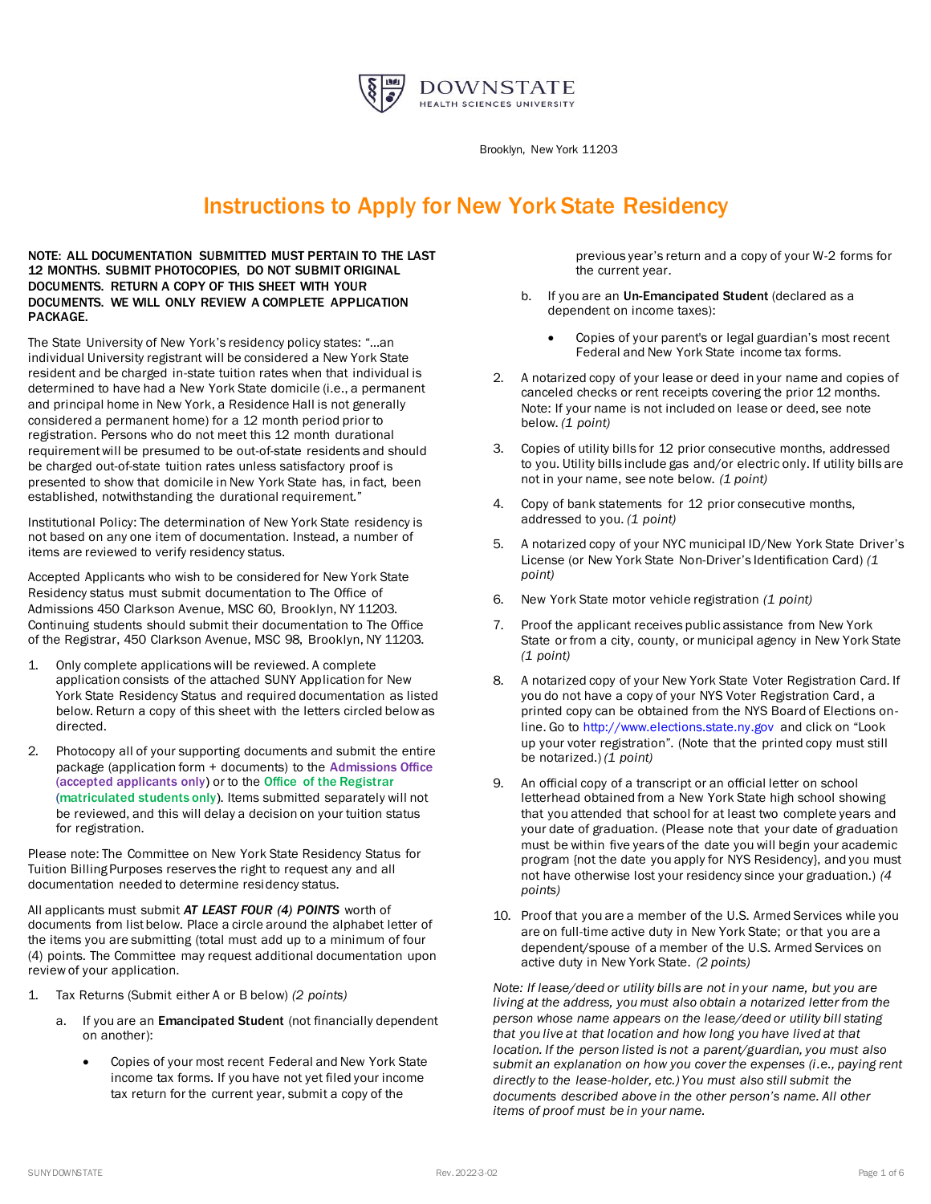DOWNSTATE
HEALTH SCIENCES UNIVERSITY

Brooklyn, New York 11203

# Instructions to Apply for New York State Residency

**NOTE: ALL DOCUMENTATION SUBMITTED MUST PERTAIN TO THE LAST 12 MONTHS. SUBMIT PHOTOCOPIES, DO NOT SUBMIT ORIGINAL DOCUMENTS. RETURN A COPY OF THIS SHEET WITH YOUR DOCUMENTS. WE WILL ONLY REVIEW A COMPLETE APPLICATION PACKAGE.**

The State University of New York's residency policy states: "...an individual University registrant will be considered a New York State resident and be charged in-state tuition rates when that individual is determined to have had a New York State domicile (i.e., a permanent and principal home in New York, a Residence Hall is not generally considered a permanent home) for a 12 month period prior to registration. Persons who do not meet this 12 month durational requirement will be presumed to be out-of-state residents and should be charged out-of-state tuition rates unless satisfactory proof is presented to show that domicile in New York State has, in fact, been established, notwithstanding the durational requirement."

Institutional Policy: The determination of New York State residency is not based on any one item of documentation. Instead, a number of items are reviewed to verify residency status.

Accepted Applicants who wish to be considered for New York State Residency status must submit documentation to The Office of Admissions 450 Clarkson Avenue, MSC 60, Brooklyn, NY 11203. Continuing students should submit their documentation to The Office of the Registrar, 450 Clarkson Avenue, MSC 98, Brooklyn, NY 11203.

1. Only complete applications will be reviewed. A complete application consists of the attached SUNY Application for New York State Residency Status and required documentation as listed below. Return a copy of this sheet with the letters circled below as directed.
2. Photocopy all of your supporting documents and submit the entire package (application form + documents) to the **Admissions Office (accepted applicants only)** or to the **Office of the Registrar (matriculated students only)**. Items submitted separately will not be reviewed, and this will delay a decision on your tuition status for registration.

Please note: The Committee on New York State Residency Status for Tuition Billing Purposes reserves the right to request any and all documentation needed to determine residency status.

All applicants must submit ***AT LEAST FOUR (4) POINTS*** worth of documents from list below. Place a circle around the alphabet letter of the items you are submitting (total must add up to a minimum of four (4) points. The Committee may request additional documentation upon review of your application.

1. Tax Returns (Submit either A or B below) *(2 points)*
   a. If you are an **Emancipated Student** (not financially dependent on another):
      - Copies of your most recent Federal and New York State income tax forms. If you have not yet filed your income tax return for the current year, submit a copy of the previous year's return and a copy of your W-2 forms for the current year.

   b. If you are an **Un-Emancipated Student** (declared as a dependent on income taxes):
      - Copies of your parent's or legal guardian's most recent Federal and New York State income tax forms.
2. A notarized copy of your lease or deed in your name and copies of canceled checks or rent receipts covering the prior 12 months. Note: If your name is not included on lease or deed, see note below. *(1 point)*
3. Copies of utility bills for 12 prior consecutive months, addressed to you. Utility bills include gas and/or electric only. If utility bills are not in your name, see note below. *(1 point)*
4. Copy of bank statements for 12 prior consecutive months, addressed to you. *(1 point)*
5. A notarized copy of your NYC municipal ID/New York State Driver's License (or New York State Non-Driver's Identification Card) *(1 point)*
6. New York State motor vehicle registration *(1 point)*
7. Proof the applicant receives public assistance from New York State or from a city, county, or municipal agency in New York State *(1 point)*
8. A notarized copy of your New York State Voter Registration Card. If you do not have a copy of your NYS Voter Registration Card, a printed copy can be obtained from the NYS Board of Elections on-line. Go to http://www.elections.state.ny.gov and click on "Look up your voter registration". (Note that the printed copy must still be notarized.) *(1 point)*
9. An official copy of a transcript or an official letter on school letterhead obtained from a New York State high school showing that you attended that school for at least two complete years and your date of graduation. (Please note that your date of graduation must be within five years of the date you will begin your academic program {not the date you apply for NYS Residency}, and you must not have otherwise lost your residency since your graduation.) *(4 points)*
10. Proof that you are a member of the U.S. Armed Services while you are on full-time active duty in New York State; or that you are a dependent/spouse of a member of the U.S. Armed Services on active duty in New York State. *(2 points)*

*Note: If lease/deed or utility bills are not in your name, but you are living at the address, you must also obtain a notarized letter from the person whose name appears on the lease/deed or utility bill stating that you live at that location and how long you have lived at that location. If the person listed is not a parent/guardian, you must also submit an explanation on how you cover the expenses (i.e., paying rent directly to the lease-holder, etc.) You must also still submit the documents described above in the other person's name. All other items of proof must be in your name.*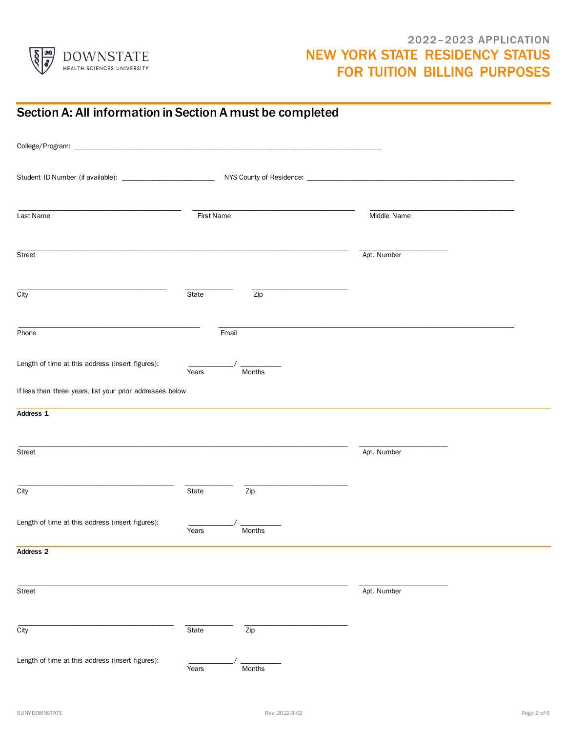# 2022–2023 APPLICATION
# NEW YORK STATE RESIDENCY STATUS FOR TUITION BILLING PURPOSES

## Section A: All information in Section A must be completed

College/Program: ______________________________________________________________________________

Student ID Number (if available): ________________________ NYS County of Residence: ______________________________________________________

___________________________________ ___________________________________ ___________________________________
Last Name First Name Middle Name

______________________________________________________________________ ___________________
Street Apt. Number

_______________________________ __________ ____________________
City State Zip

____________________________________ ______________________________________________________________
Phone Email

Length of time at this address (insert figures): ___________/ __________
Years Months

If less than three years, list your prior addresses below

**Address 1**

______________________________________________________________________ ___________________
Street Apt. Number

_______________________________ __________ ____________________
City State Zip

Length of time at this address (insert figures): ___________/ __________
Years Months

**Address 2**

______________________________________________________________________ ___________________
Street Apt. Number

_______________________________ __________ ____________________
City State Zip

Length of time at this address (insert figures): ___________/ __________
Years Months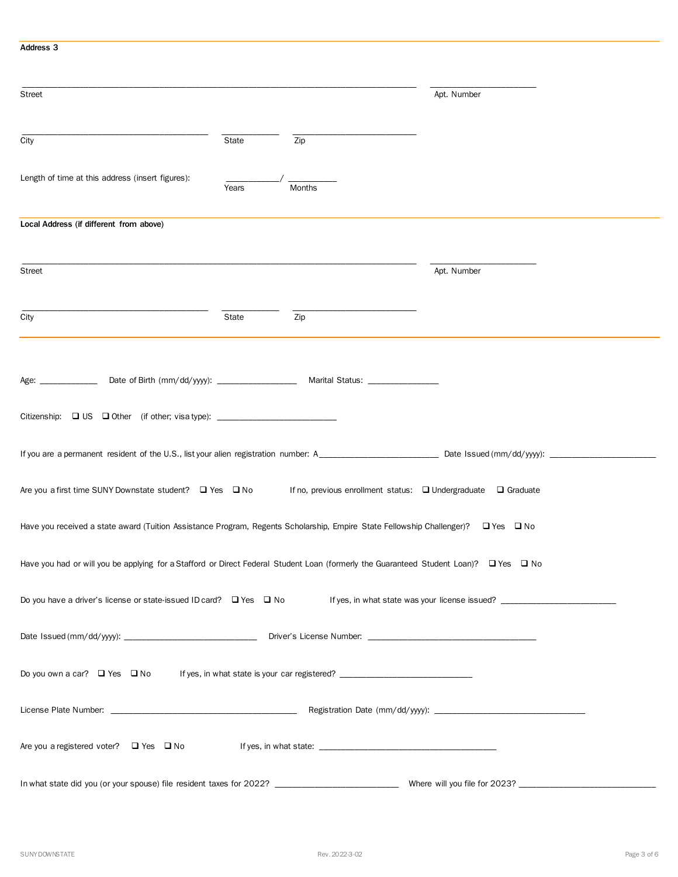**Address 3**

______________________________________________ ______________

Street Apt. Number

__________________________ ________ ________________

City State Zip

Length of time at this address (insert figures): ________/ ________
Years Months

**Local Address (if different from above)**

______________________________________________ ______________

Street Apt. Number

__________________________ ________ ________________

City State Zip

Age: __________ Date of Birth (mm/dd/yyyy): ______________ Marital Status: ____________

Citizenship: ❑ US ❑ Other (if other; visa type): ____________________

If you are a permanent resident of the U.S., list your alien registration number: A____________________ Date Issued (mm/dd/yyyy): __________________

Are you a first time SUNY Downstate student? ❑ Yes ❑ No If no, previous enrollment status: ❑ Undergraduate ❑ Graduate

Have you received a state award (Tuition Assistance Program, Regents Scholarship, Empire State Fellowship Challenger)? ❑ Yes ❑ No

Have you had or will you be applying for a Stafford or Direct Federal Student Loan (formerly the Guaranteed Student Loan)? ❑ Yes ❑ No

Do you have a driver's license or state-issued ID card? ❑ Yes ❑ No If yes, in what state was your license issued? ____________________

Date Issued (mm/dd/yyyy): ______________________ Driver's License Number: ______________________________

Do you own a car? ❑ Yes ❑ No If yes, in what state is your car registered? ______________________

License Plate Number: ________________________________ Registration Date (mm/dd/yyyy): __________________________

Are you a registered voter? ❑ Yes ❑ No If yes, in what state: ______________________________

In what state did you (or your spouse) file resident taxes for 2022? ____________________ Where will you file for 2023? ______________________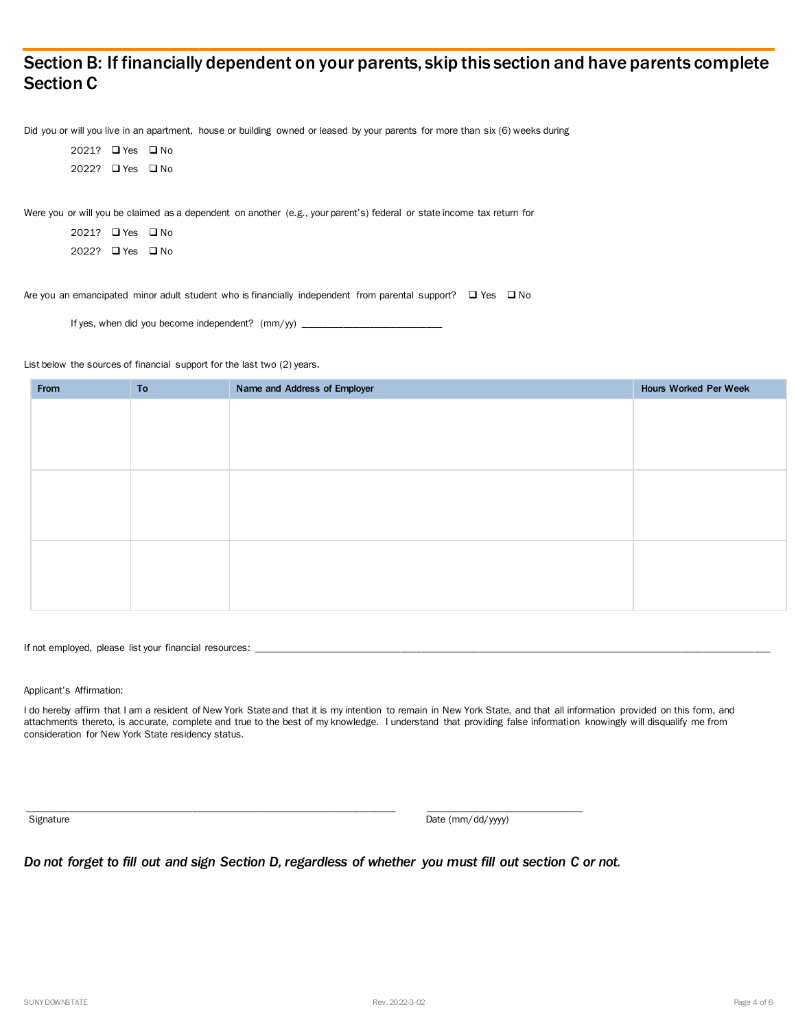## Section B: If financially dependent on your parents, skip this section and have parents complete Section C

Did you or will you live in an apartment, house or building owned or leased by your parents for more than six (6) weeks during

2021? ❑ Yes ❑ No

2022? ❑ Yes ❑ No

Were you or will you be claimed as a dependent on another (e.g., your parent's) federal or state income tax return for

2021? ❑ Yes ❑ No

2022? ❑ Yes ❑ No

Are you an emancipated minor adult student who is financially independent from parental support? ❑ Yes ❑ No

If yes, when did you become independent? (mm/yy) ___________________________

List below the sources of financial support for the last two (2) years.

| From | To | Name and Address of Employer | Hours Worked Per Week |
|---|---|---|---|
| | | | |
| | | | |
| | | | |

If not employed, please list your financial resources: ____________________________________________________________________________________________________

Applicant's Affirmation:

I do hereby affirm that I am a resident of New York State and that it is my intention to remain in New York State, and that all information provided on this form, and attachments thereto, is accurate, complete and true to the best of my knowledge. I understand that providing false information knowingly will disqualify me from consideration for New York State residency status.

______________________________________________________________________ Signature

______________________________ Date (mm/dd/yyyy)

*Do not forget to fill out and sign Section D, regardless of whether you must fill out section C or not.*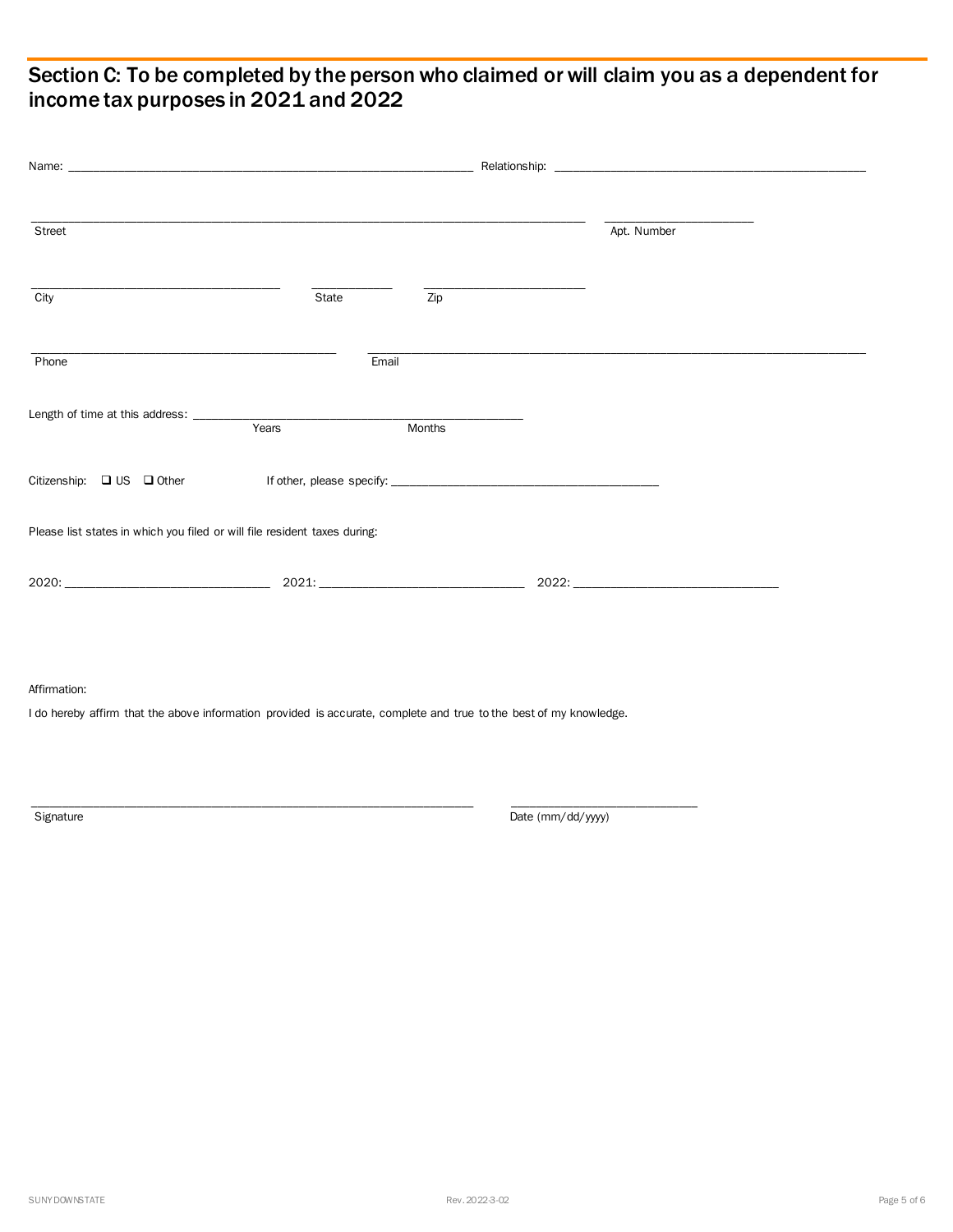## Section C: To be completed by the person who claimed or will claim you as a dependent for income tax purposes in 2021 and 2022

Name: ______________________________ Relationship: ______________________________

______________________________ ______________
Street Apt. Number

______________________ __________ ______________
City State Zip

______________________ ______________________________
Phone Email

Length of time at this address: ______________________________
Years Months

Citizenship: ❑ US ❑ Other If other, please specify: ______________________________

Please list states in which you filed or will file resident taxes during:

2020: ____________________ 2021: ____________________ 2022: ____________________

Affirmation:

I do hereby affirm that the above information provided is accurate, complete and true to the best of my knowledge.

______________________________ ______________________
Signature Date (mm/dd/yyyy)

SUNY DOWNSTATE Rev. 2022-3-02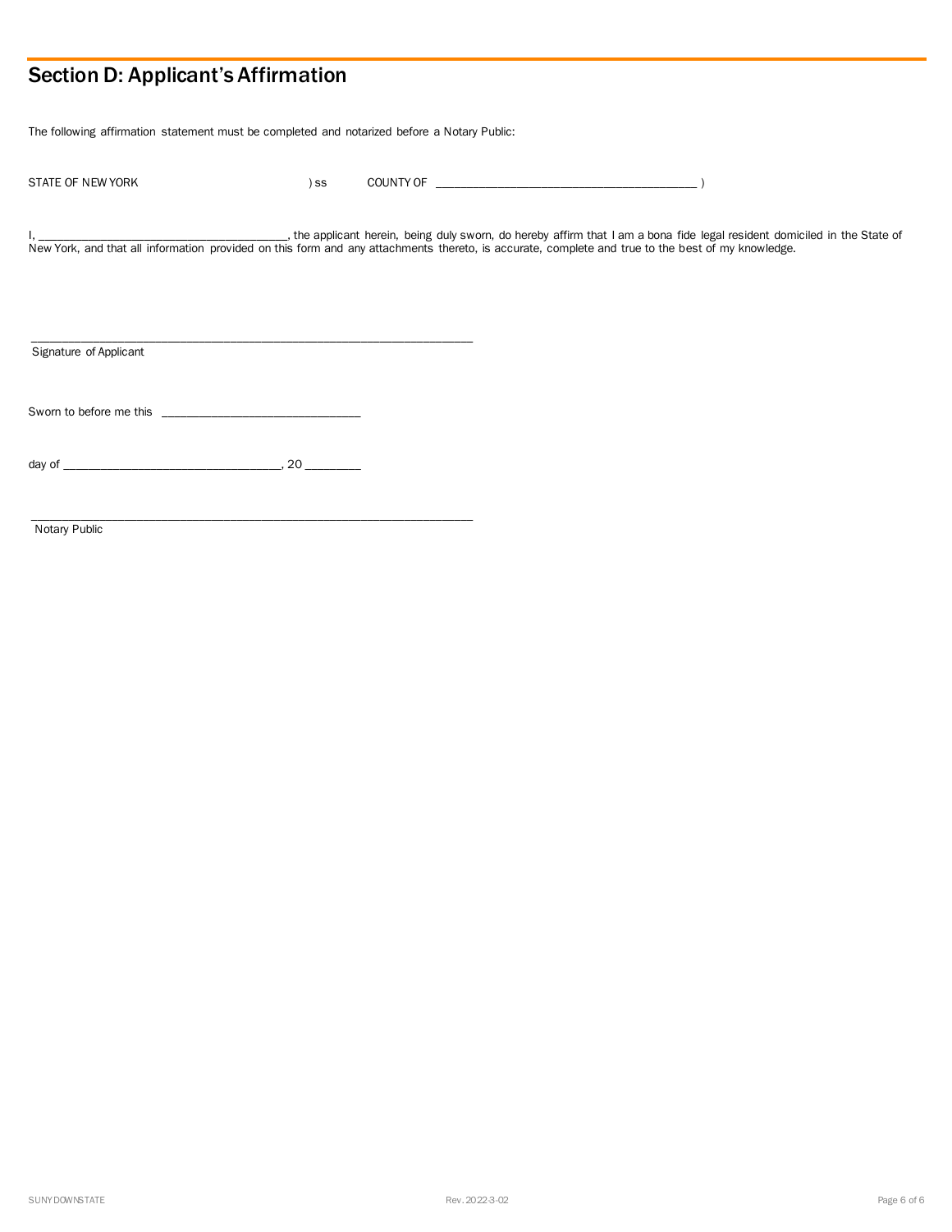## Section D: Applicant's Affirmation

The following affirmation statement must be completed and notarized before a Notary Public:

STATE OF NEW YORK ) ss COUNTY OF ___________________________________________ )

I, ________________________________________, the applicant herein, being duly sworn, do hereby affirm that I am a bona fide legal resident domiciled in the State of New York, and that all information provided on this form and any attachments thereto, is accurate, complete and true to the best of my knowledge.

________________________________________________________________________

Signature of Applicant

Sworn to before me this ________________________________

day of ___________________________________, 20 _________

________________________________________________________________________

Notary Public